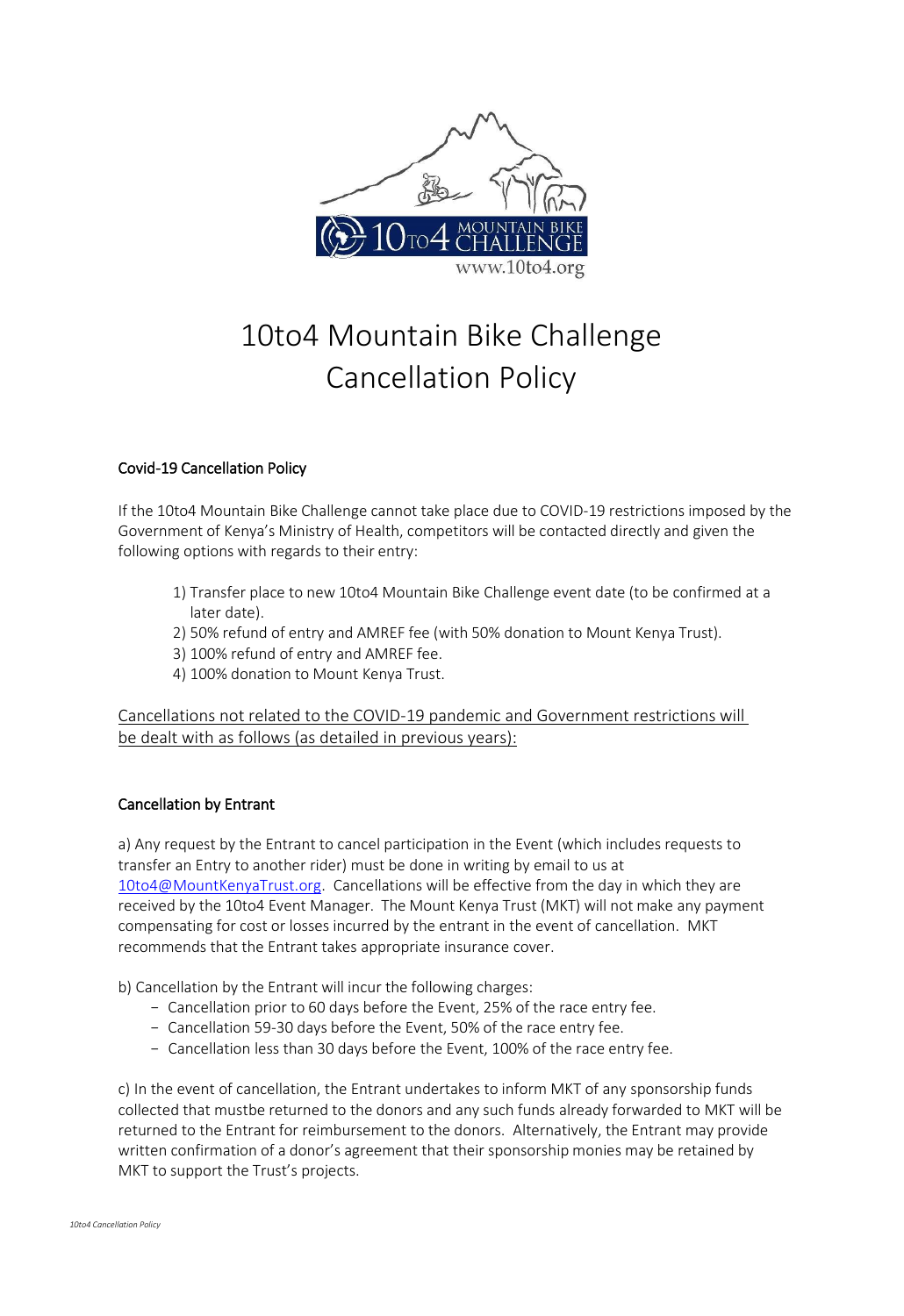# 10to4 Mountain Bike Challenge Cancellation Policy

**Covid-19 Cancellation Policy**

If the 10to4 Mountain Bike Challenge cannot take place due to COVID-19 restrictions imposed by the Government of Kenya's Ministry of Health, competitors will be contacted directly and given the following options with regards to their entry:

1) Transfer place to new 10to4 Mountain Bike Challenge event date (to be confirmed at a later date).
2) 50% refund of entry and AMREF fee (with 50% donation to Mount Kenya Trust).
3) 100% refund of entry and AMREF fee.
4) 100% donation to Mount Kenya Trust.

<u>Cancellations not related to the COVID-19 pandemic and Government restrictions will be dealt with as follows (as detailed in previous years):</u>

**Cancellation by Entrant**

a) Any request by the Entrant to cancel participation in the Event (which includes requests to transfer an Entry to another rider) must be done in writing by email to us at 10to4@MountKenyaTrust.org. Cancellations will be effective from the day in which they are received by the 10to4 Event Manager. The Mount Kenya Trust (MKT) will not make any payment compensating for cost or losses incurred by the entrant in the event of cancellation. MKT recommends that the Entrant takes appropriate insurance cover.

b) Cancellation by the Entrant will incur the following charges:

- Cancellation prior to 60 days before the Event, 25% of the race entry fee.
- Cancellation 59-30 days before the Event, 50% of the race entry fee.
- Cancellation less than 30 days before the Event, 100% of the race entry fee.

c) In the event of cancellation, the Entrant undertakes to inform MKT of any sponsorship funds collected that mustbe returned to the donors and any such funds already forwarded to MKT will be returned to the Entrant for reimbursement to the donors. Alternatively, the Entrant may provide written confirmation of a donor's agreement that their sponsorship monies may be retained by MKT to support the Trust's projects.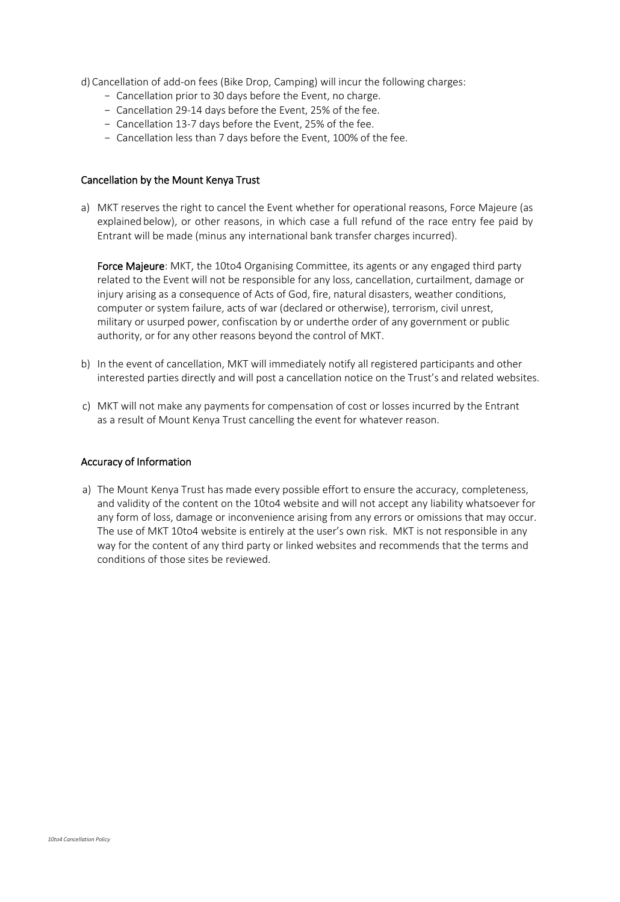d) Cancellation of add-on fees (Bike Drop, Camping) will incur the following charges:
   - Cancellation prior to 30 days before the Event, no charge.
   - Cancellation 29-14 days before the Event, 25% of the fee.
   - Cancellation 13-7 days before the Event, 25% of the fee.
   - Cancellation less than 7 days before the Event, 100% of the fee.

## Cancellation by the Mount Kenya Trust

a) MKT reserves the right to cancel the Event whether for operational reasons, Force Majeure (as explained below), or other reasons, in which case a full refund of the race entry fee paid by Entrant will be made (minus any international bank transfer charges incurred).

   **Force Majeure**: MKT, the 10to4 Organising Committee, its agents or any engaged third party related to the Event will not be responsible for any loss, cancellation, curtailment, damage or injury arising as a consequence of Acts of God, fire, natural disasters, weather conditions, computer or system failure, acts of war (declared or otherwise), terrorism, civil unrest, military or usurped power, confiscation by or underthe order of any government or public authority, or for any other reasons beyond the control of MKT.

b) In the event of cancellation, MKT will immediately notify all registered participants and other interested parties directly and will post a cancellation notice on the Trust's and related websites.

c) MKT will not make any payments for compensation of cost or losses incurred by the Entrant as a result of Mount Kenya Trust cancelling the event for whatever reason.

## Accuracy of Information

a) The Mount Kenya Trust has made every possible effort to ensure the accuracy, completeness, and validity of the content on the 10to4 website and will not accept any liability whatsoever for any form of loss, damage or inconvenience arising from any errors or omissions that may occur. The use of MKT 10to4 website is entirely at the user's own risk. MKT is not responsible in any way for the content of any third party or linked websites and recommends that the terms and conditions of those sites be reviewed.